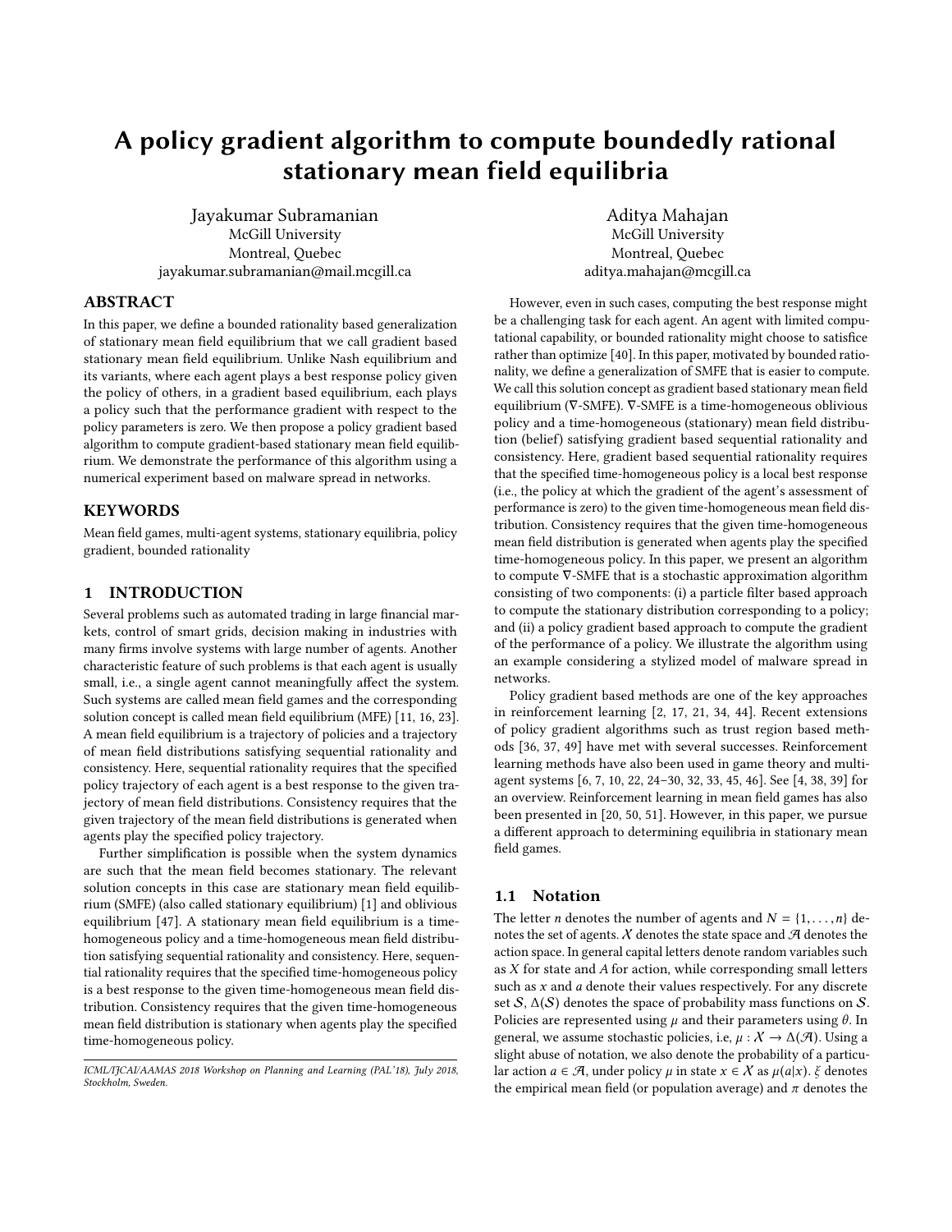# A policy gradient algorithm to compute boundedly rational stationary mean field equilibria

Jayakumar Subramanian
McGill University
Montreal, Quebec
jayakumar.subramanian@mail.mcgill.ca

Aditya Mahajan
McGill University
Montreal, Quebec
aditya.mahajan@mcgill.ca

## ABSTRACT

In this paper, we define a bounded rationality based generalization of stationary mean field equilibrium that we call gradient based stationary mean field equilibrium. Unlike Nash equilibrium and its variants, where each agent plays a best response policy given the policy of others, in a gradient based equilibrium, each plays a policy such that the performance gradient with respect to the policy parameters is zero. We then propose a policy gradient based algorithm to compute gradient-based stationary mean field equilibrium. We demonstrate the performance of this algorithm using a numerical experiment based on malware spread in networks.

## KEYWORDS

Mean field games, multi-agent systems, stationary equilibria, policy gradient, bounded rationality

## 1 INTRODUCTION

Several problems such as automated trading in large financial markets, control of smart grids, decision making in industries with many firms involve systems with large number of agents. Another characteristic feature of such problems is that each agent is usually small, i.e., a single agent cannot meaningfully affect the system. Such systems are called mean field games and the corresponding solution concept is called mean field equilibrium (MFE) [11, 16, 23]. A mean field equilibrium is a trajectory of policies and a trajectory of mean field distributions satisfying sequential rationality and consistency. Here, sequential rationality requires that the specified policy trajectory of each agent is a best response to the given trajectory of mean field distributions. Consistency requires that the given trajectory of the mean field distributions is generated when agents play the specified policy trajectory.

Further simplification is possible when the system dynamics are such that the mean field becomes stationary. The relevant solution concepts in this case are stationary mean field equilibrium (SMFE) (also called stationary equilibrium) [1] and oblivious equilibrium [47]. A stationary mean field equilibrium is a time-homogeneous policy and a time-homogeneous mean field distribution satisfying sequential rationality and consistency. Here, sequential rationality requires that the specified time-homogeneous policy is a best response to the given time-homogeneous mean field distribution. Consistency requires that the given time-homogeneous mean field distribution is stationary when agents play the specified time-homogeneous policy.

However, even in such cases, computing the best response might be a challenging task for each agent. An agent with limited computational capability, or bounded rationality might choose to satisfice rather than optimize [40]. In this paper, motivated by bounded rationality, we define a generalization of SMFE that is easier to compute. We call this solution concept as gradient based stationary mean field equilibrium (∇-SMFE). ∇-SMFE is a time-homogeneous oblivious policy and a time-homogeneous (stationary) mean field distribution (belief) satisfying gradient based sequential rationality and consistency. Here, gradient based sequential rationality requires that the specified time-homogeneous policy is a local best response (i.e., the policy at which the gradient of the agent's assessment of performance is zero) to the given time-homogeneous mean field distribution. Consistency requires that the given time-homogeneous mean field distribution is generated when agents play the specified time-homogeneous policy. In this paper, we present an algorithm to compute ∇-SMFE that is a stochastic approximation algorithm consisting of two components: (i) a particle filter based approach to compute the stationary distribution corresponding to a policy; and (ii) a policy gradient based approach to compute the gradient of the performance of a policy. We illustrate the algorithm using an example considering a stylized model of malware spread in networks.

Policy gradient based methods are one of the key approaches in reinforcement learning [2, 17, 21, 34, 44]. Recent extensions of policy gradient algorithms such as trust region based methods [36, 37, 49] have met with several successes. Reinforcement learning methods have also been used in game theory and multi-agent systems [6, 7, 10, 22, 24–30, 32, 33, 45, 46]. See [4, 38, 39] for an overview. Reinforcement learning in mean field games has also been presented in [20, 50, 51]. However, in this paper, we pursue a different approach to determining equilibria in stationary mean field games.

### 1.1 Notation

The letter $n$ denotes the number of agents and $N = \{1, \dots, n\}$ denotes the set of agents. $\mathcal{X}$ denotes the state space and $\mathcal{A}$ denotes the action space. In general capital letters denote random variables such as $X$ for state and $A$ for action, while corresponding small letters such as $x$ and $a$ denote their values respectively. For any discrete set $\mathcal{S}$, $\Delta(\mathcal{S})$ denotes the space of probability mass functions on $\mathcal{S}$. Policies are represented using $\mu$ and their parameters using $\theta$. In general, we assume stochastic policies, i.e, $\mu : \mathcal{X} \to \Delta(\mathcal{A})$. Using a slight abuse of notation, we also denote the probability of a particular action $a \in \mathcal{A}$, under policy $\mu$ in state $x \in \mathcal{X}$ as $\mu(a|x)$. $\xi$ denotes the empirical mean field (or population average) and $\pi$ denotes the

ICML/IJCAI/AAMAS 2018 Workshop on Planning and Learning (PAL'18), July 2018, Stockholm, Sweden.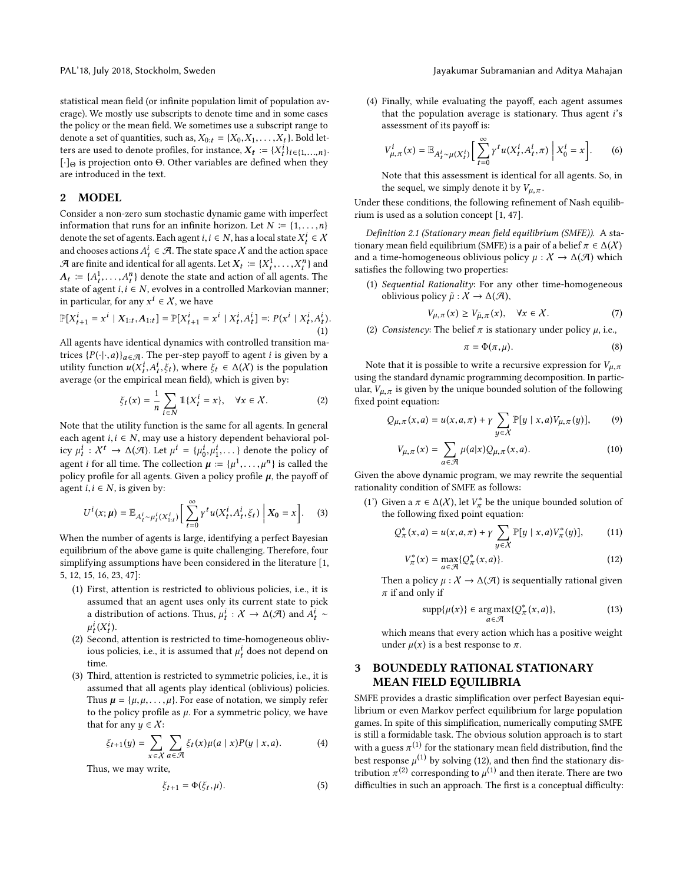statistical mean field (or infinite population limit of population average). We mostly use subscripts to denote time and in some cases the policy or the mean field. We sometimes use a subscript range to denote a set of quantities, such as, $X_{0:t} = \{X_0, X_1, \dots, X_t\}$. Bold letters are used to denote profiles, for instance, $\boldsymbol{X_t} := \{X_t^i\}_{i \in \{1,\dots,n\}}$. $[\cdot]_\Theta$ is projection onto $\Theta$. Other variables are defined when they are introduced in the text.

## 2 MODEL

Consider a non-zero sum stochastic dynamic game with imperfect information that runs for an infinite horizon. Let $N := \{1, \dots, n\}$ denote the set of agents. Each agent $i, i \in N$, has a local state $X_t^i \in \mathcal{X}$ and chooses actions $A_t^i \in \mathcal{A}$. The state space $\mathcal{X}$ and the action space $\mathcal{A}$ are finite and identical for all agents. Let $\boldsymbol{X_t} := \{X_t^1, \dots, X_t^n\}$ and $\boldsymbol{A_t} := \{A_t^1, \dots, A_t^n\}$ denote the state and action of all agents. The state of agent $i, i \in N$, evolves in a controlled Markovian manner; in particular, for any $x^i \in \mathcal{X}$, we have

$$\mathbb{P}[X_{t+1}^i = x^i \mid \boldsymbol{X}_{1:t}, \boldsymbol{A}_{1:t}] = \mathbb{P}[X_{t+1}^i = x^i \mid X_t^i, A_t^i] =: P(x^i \mid X_t^i, A_t^i). \tag{1}$$

All agents have identical dynamics with controlled transition matrices $\{P(\cdot|\cdot, a)\}_{a \in \mathcal{A}}$. The per-step payoff to agent $i$ is given by a utility function $u(X_t^i, A_t^i, \xi_t)$, where $\xi_t \in \Delta(\mathcal{X})$ is the population average (or the empirical mean field), which is given by:

$$\xi_t(x) = \frac{1}{n} \sum_{i \in N} \mathbb{1}\{X_t^i = x\}, \quad \forall x \in \mathcal{X}. \tag{2}$$

Note that the utility function is the same for all agents. In general each agent $i, i \in N$, may use a history dependent behavioral policy $\mu_t^i : \mathcal{X}^t \to \Delta(\mathcal{A})$. Let $\mu^i = \{\mu_0^i, \mu_1^i, \dots\}$ denote the policy of agent $i$ for all time. The collection $\boldsymbol{\mu} := \{\mu^1, \dots, \mu^n\}$ is called the policy profile for all agents. Given a policy profile $\boldsymbol{\mu}$, the payoff of agent $i, i \in N$, is given by:

$$U^i(x; \boldsymbol{\mu}) = \mathbb{E}_{A_t^i \sim \mu_t^i(X_{1:t}^i)} \Big[ \sum_{t=0}^{\infty} \gamma^t u(X_t^i, A_t^i, \xi_t) \Bigm| \boldsymbol{X_0} = x \Big]. \tag{3}$$

When the number of agents is large, identifying a perfect Bayesian equilibrium of the above game is quite challenging. Therefore, four simplifying assumptions have been considered in the literature [1, 5, 12, 15, 16, 23, 47]:

1. First, attention is restricted to oblivious policies, i.e., it is assumed that an agent uses only its current state to pick a distribution of actions. Thus, $\mu_t^i : \mathcal{X} \to \Delta(\mathcal{A})$ and $A_t^i \sim \mu_t^i(X_t^i)$.
2. Second, attention is restricted to time-homogeneous oblivious policies, i.e., it is assumed that $\mu_t^i$ does not depend on time.
3. Third, attention is restricted to symmetric policies, i.e., it is assumed that all agents play identical (oblivious) policies. Thus $\boldsymbol{\mu} = \{\mu, \mu, \dots, \mu\}$. For ease of notation, we simply refer to the policy profile as $\mu$. For a symmetric policy, we have that for any $y \in \mathcal{X}$:

$$\xi_{t+1}(y) = \sum_{x \in \mathcal{X}} \sum_{a \in \mathcal{A}} \xi_t(x) \mu(a \mid x) P(y \mid x, a). \tag{4}$$

   Thus, we may write,

$$\xi_{t+1} = \Phi(\xi_t, \mu). \tag{5}$$

4. Finally, while evaluating the payoff, each agent assumes that the population average is stationary. Thus agent $i$'s assessment of its payoff is:

$$V_{\mu,\pi}^i(x) = \mathbb{E}_{A_t^i \sim \mu(X_t^i)} \Big[ \sum_{t=0}^{\infty} \gamma^t u(X_t^i, A_t^i, \pi) \Bigm| X_0^i = x \Big]. \tag{6}$$

   Note that this assessment is identical for all agents. So, in the sequel, we simply denote it by $V_{\mu,\pi}$.

Under these conditions, the following refinement of Nash equilibrium is used as a solution concept [1, 47].

*Definition 2.1 (Stationary mean field equilibrium (SMFE)).* A stationary mean field equilibrium (SMFE) is a pair of a belief $\pi \in \Delta(\mathcal{X})$ and a time-homogeneous oblivious policy $\mu : \mathcal{X} \to \Delta(\mathcal{A})$ which satisfies the following two properties:

1. *Sequential Rationality*: For any other time-homogeneous oblivious policy $\tilde{\mu} : \mathcal{X} \to \Delta(\mathcal{A})$,

$$V_{\mu,\pi}(x) \geq V_{\tilde{\mu},\pi}(x), \quad \forall x \in \mathcal{X}. \tag{7}$$

2. *Consistency*: The belief $\pi$ is stationary under policy $\mu$, i.e.,

$$\pi = \Phi(\pi, \mu). \tag{8}$$

Note that it is possible to write a recursive expression for $V_{\mu,\pi}$ using the standard dynamic programming decomposition. In particular, $V_{\mu,\pi}$ is given by the unique bounded solution of the following fixed point equation:

$$Q_{\mu,\pi}(x, a) = u(x, a, \pi) + \gamma \sum_{y \in \mathcal{X}} \mathbb{P}[y \mid x, a] V_{\mu,\pi}(y)], \tag{9}$$

$$V_{\mu,\pi}(x) = \sum_{a \in \mathcal{A}} \mu(a|x) Q_{\mu,\pi}(x, a). \tag{10}$$

Given the above dynamic program, we may rewrite the sequential rationality condition of SMFE as follows:

(1') Given a $\pi \in \Delta(\mathcal{X})$, let $V_\pi^*$ be the unique bounded solution of the following fixed point equation:

$$Q_\pi^*(x, a) = u(x, a, \pi) + \gamma \sum_{y \in \mathcal{X}} \mathbb{P}[y \mid x, a] V_\pi^*(y)], \tag{11}$$

$$V_\pi^*(x) = \max_{a \in \mathcal{A}} \{Q_\pi^*(x, a)\}. \tag{12}$$

Then a policy $\mu : \mathcal{X} \to \Delta(\mathcal{A})$ is sequentially rational given $\pi$ if and only if

$$\text{supp}\{\mu(x)\} \in \arg\max_{a \in \mathcal{A}} \{Q_\pi^*(x, a)\}, \tag{13}$$

which means that every action which has a positive weight under $\mu(x)$ is a best response to $\pi$.

## 3 BOUNDEDLY RATIONAL STATIONARY MEAN FIELD EQUILIBRIA

SMFE provides a drastic simplification over perfect Bayesian equilibrium or even Markov perfect equilibrium for large population games. In spite of this simplification, numerically computing SMFE is still a formidable task. The obvious solution approach is to start with a guess $\pi^{(1)}$ for the stationary mean field distribution, find the best response $\mu^{(1)}$ by solving (12), and then find the stationary distribution $\pi^{(2)}$ corresponding to $\mu^{(1)}$ and then iterate. There are two difficulties in such an approach. The first is a conceptual difficulty: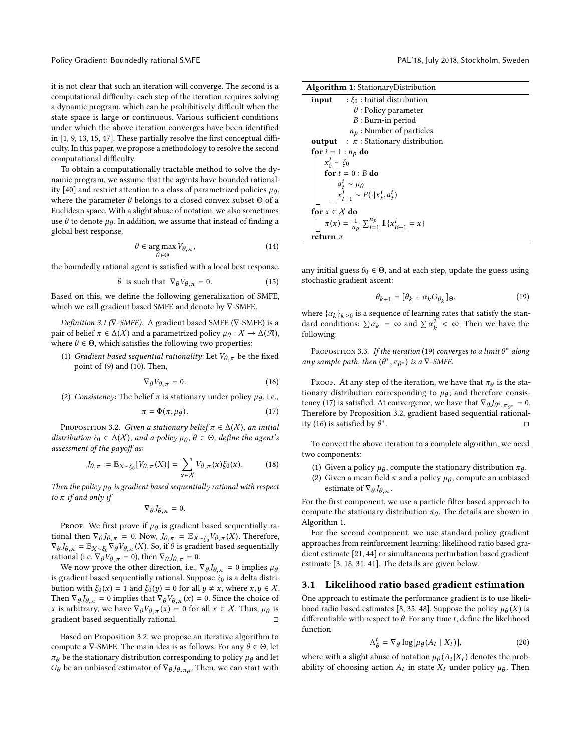it is not clear that such an iteration will converge. The second is a computational difficulty: each step of the iteration requires solving a dynamic program, which can be prohibitively difficult when the state space is large or continuous. Various sufficient conditions under which the above iteration converges have been identified in [1, 9, 13, 15, 47]. These partially resolve the first conceptual difficulty. In this paper, we propose a methodology to resolve the second computational difficulty.

To obtain a computationally tractable method to solve the dynamic program, we assume that the agents have bounded rationality [40] and restrict attention to a class of parametrized policies $\mu_\theta$, where the parameter $\theta$ belongs to a closed convex subset $\Theta$ of a Euclidean space. With a slight abuse of notation, we also sometimes use $\theta$ to denote $\mu_\theta$. In addition, we assume that instead of finding a global best response,

$$\theta \in \arg\max_{\theta \in \Theta} V_{\theta,\pi}, \tag{14}$$

the boundedly rational agent is satisfied with a local best response,

$$\theta \text{ is such that } \nabla_\theta V_{\theta,\pi} = 0. \tag{15}$$

Based on this, we define the following generalization of SMFE, which we call gradient based SMFE and denote by $\nabla$-SMFE.

*Definition 3.1 ($\nabla$-SMFE).* A gradient based SMFE ($\nabla$-SMFE) is a pair of belief $\pi \in \Delta(\mathcal{X})$ and a parametrized policy $\mu_\theta : \mathcal{X} \to \Delta(\mathcal{A})$, where $\theta \in \Theta$, which satisfies the following two properties:

(1) *Gradient based sequential rationality*: Let $V_{\theta,\pi}$ be the fixed point of (9) and (10). Then,

$$\nabla_\theta V_{\theta,\pi} = 0. \tag{16}$$

(2) *Consistency*: The belief $\pi$ is stationary under policy $\mu_\theta$, i.e.,

$$\pi = \Phi(\pi, \mu_\theta). \tag{17}$$

Proposition 3.2. *Given a stationary belief $\pi \in \Delta(\mathcal{X})$, an initial distribution $\xi_0 \in \Delta(\mathcal{X})$, and a policy $\mu_\theta$, $\theta \in \Theta$, define the agent's assessment of the payoff as:*

$$J_{\theta,\pi} := \mathbb{E}_{X\sim\xi_0}[V_{\theta,\pi}(X)] = \sum_{x\in\mathcal{X}} V_{\theta,\pi}(x)\xi_0(x). \tag{18}$$

*Then the policy $\mu_\theta$ is gradient based sequentially rational with respect to $\pi$ if and only if*

$$\nabla_\theta J_{\theta,\pi} = 0.$$

Proof. We first prove if $\mu_\theta$ is gradient based sequentially rational then $\nabla_\theta J_{\theta,\pi} = 0$. Now, $J_{\theta,\pi} = \mathbb{E}_{X\sim\xi_0} V_{\theta,\pi}(X)$. Therefore, $\nabla_\theta J_{\theta,\pi} = \mathbb{E}_{X\sim\xi_0} \nabla_\theta V_{\theta,\pi}(X)$. So, if $\theta$ is gradient based sequentially rational (i.e. $\nabla_\theta V_{\theta,\pi} = 0$), then $\nabla_\theta J_{\theta,\pi} = 0$.

We now prove the other direction, i.e., $\nabla_\theta J_{\theta,\pi} = 0$ implies $\mu_\theta$ is gradient based sequentially rational. Suppose $\xi_0$ is a delta distribution with $\xi_0(x) = 1$ and $\xi_0(y) = 0$ for all $y \neq x$, where $x, y \in \mathcal{X}$. Then $\nabla_\theta J_{\theta,\pi} = 0$ implies that $\nabla_\theta V_{\theta,\pi}(x) = 0$. Since the choice of $x$ is arbitrary, we have $\nabla_\theta V_{\theta,\pi}(x) = 0$ for all $x \in \mathcal{X}$. Thus, $\mu_\theta$ is gradient based sequentially rational. □

Based on Proposition 3.2, we propose an iterative algorithm to compute a $\nabla$-SMFE. The main idea is as follows. For any $\theta \in \Theta$, let $\pi_\theta$ be the stationary distribution corresponding to policy $\mu_\theta$ and let $G_\theta$ be an unbiased estimator of $\nabla_\theta J_{\theta,\pi_\theta}$. Then, we can start with any initial guess $\theta_0 \in \Theta$, and at each step, update the guess using stochastic gradient ascent:

$$\theta_{k+1} = [\theta_k + \alpha_k G_{\theta_k}]_\Theta, \tag{19}$$

where $\{\alpha_k\}_{k\geq 0}$ is a sequence of learning rates that satisfy the standard conditions: $\sum \alpha_k = \infty$ and $\sum \alpha_k^2 < \infty$. Then we have the following:

Proposition 3.3. *If the iteration (19) converges to a limit $\theta^*$ along any sample path, then $(\theta^*, \pi_{\theta^*})$ is a $\nabla$-SMFE.*

Proof. At any step of the iteration, we have that $\pi_\theta$ is the stationary distribution corresponding to $\mu_\theta$; and therefore consistency (17) is satisfied. At convergence, we have that $\nabla_\theta J_{\theta^*,\pi_{\theta^*}} = 0$. Therefore by Proposition 3.2, gradient based sequential rationality (16) is satisfied by $\theta^*$. □

To convert the above iteration to a complete algorithm, we need two components:

(1) Given a policy $\mu_\theta$, compute the stationary distribution $\pi_\theta$.
(2) Given a mean field $\pi$ and a policy $\mu_\theta$, compute an unbiased estimate of $\nabla_\theta J_{\theta,\pi}$.

For the first component, we use a particle filter based approach to compute the stationary distribution $\pi_\theta$. The details are shown in Algorithm 1.

**Algorithm 1:** StationaryDistribution

```
input  : ξ_0 : Initial distribution
         θ : Policy parameter
         B : Burn-in period
         n_p : Number of particles
output : π : Stationary distribution
for i = 1 : n_p do
    x_0^i ~ ξ_0
    for t = 0 : B do
        a_t^i ~ μ_θ
        x_{t+1}^i ~ P(·|x_t^i, a_t^i)
for x ∈ X do
    π(x) = (1/n_p) Σ_{i=1}^{n_p} 1{x_{B+1}^i = x}
return π
```

For the second component, we use standard policy gradient approaches from reinforcement learning: likelihood ratio based gradient estimate [21, 44] or simultaneous perturbation based gradient estimate [3, 18, 31, 41]. The details are given below.

## 3.1 Likelihood ratio based gradient estimation

One approach to estimate the performance gradient is to use likelihood radio based estimates [8, 35, 48]. Suppose the policy $\mu_\theta(X)$ is differentiable with respect to $\theta$. For any time $t$, define the likelihood function

$$\Lambda_\theta^t = \nabla_\theta \log[\mu_\theta(A_t \mid X_t)], \tag{20}$$

where with a slight abuse of notation $\mu_\theta(A_t|X_t)$ denotes the probability of choosing action $A_t$ in state $X_t$ under policy $\mu_\theta$. Then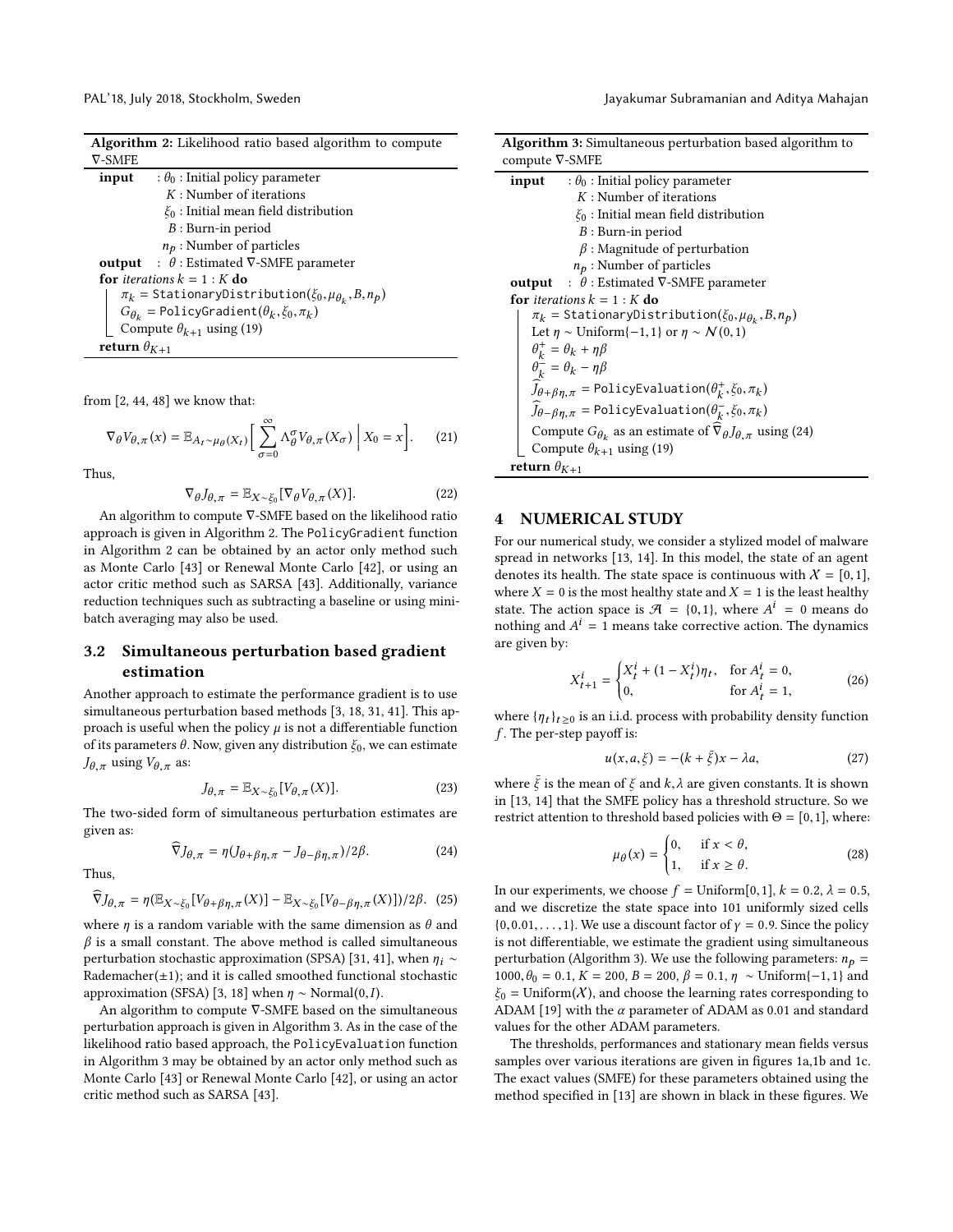**Algorithm 2:** Likelihood ratio based algorithm to compute ∇-SMFE

```
input   : θ_0 : Initial policy parameter
          K : Number of iterations
          ξ_0 : Initial mean field distribution
          B : Burn-in period
          n_p : Number of particles
output  : θ : Estimated ∇-SMFE parameter
for iterations k = 1 : K do
    π_k = StationaryDistribution(ξ_0, μ_{θ_k}, B, n_p)
    G_{θ_k} = PolicyGradient(θ_k, ξ_0, π_k)
    Compute θ_{k+1} using (19)
return θ_{K+1}
```

from [2, 44, 48] we know that:

$$\nabla_\theta V_{\theta,\pi}(x) = \mathbb{E}_{A_t \sim \mu_\theta(X_t)}\Big[\sum_{\sigma=0}^{\infty} \Lambda_\theta^\sigma V_{\theta,\pi}(X_\sigma) \;\Big|\; X_0 = x\Big]. \quad (21)$$

Thus,

$$\nabla_\theta J_{\theta,\pi} = \mathbb{E}_{X\sim\xi_0}[\nabla_\theta V_{\theta,\pi}(X)]. \quad (22)$$

An algorithm to compute ∇-SMFE based on the likelihood ratio approach is given in Algorithm 2. The `PolicyGradient` function in Algorithm 2 can be obtained by an actor only method such as Monte Carlo [43] or Renewal Monte Carlo [42], or using an actor critic method such as SARSA [43]. Additionally, variance reduction techniques such as subtracting a baseline or using mini-batch averaging may also be used.

## 3.2 Simultaneous perturbation based gradient estimation

Another approach to estimate the performance gradient is to use simultaneous perturbation based methods [3, 18, 31, 41]. This approach is useful when the policy $\mu$ is not a differentiable function of its parameters $\theta$. Now, given any distribution $\xi_0$, we can estimate $J_{\theta,\pi}$ using $V_{\theta,\pi}$ as:

$$J_{\theta,\pi} = \mathbb{E}_{X\sim\xi_0}[V_{\theta,\pi}(X)]. \quad (23)$$

The two-sided form of simultaneous perturbation estimates are given as:

$$\widehat{\nabla} J_{\theta,\pi} = \eta (J_{\theta+\beta\eta,\pi} - J_{\theta-\beta\eta,\pi})/2\beta. \quad (24)$$

Thus,

$$\widehat{\nabla} J_{\theta,\pi} = \eta(\mathbb{E}_{X\sim\xi_0}[V_{\theta+\beta\eta,\pi}(X)] - \mathbb{E}_{X\sim\xi_0}[V_{\theta-\beta\eta,\pi}(X)])/2\beta. \quad (25)$$

where $\eta$ is a random variable with the same dimension as $\theta$ and $\beta$ is a small constant. The above method is called simultaneous perturbation stochastic approximation (SPSA) [31, 41], when $\eta_i \sim$ Rademacher($\pm 1$); and it is called smoothed functional stochastic approximation (SFSA) [3, 18] when $\eta \sim \text{Normal}(0, I)$.

An algorithm to compute ∇-SMFE based on the simultaneous perturbation approach is given in Algorithm 3. As in the case of the likelihood ratio based approach, the `PolicyEvaluation` function in Algorithm 3 may be obtained by an actor only method such as Monte Carlo [43] or Renewal Monte Carlo [42], or using an actor critic method such as SARSA [43].

**Algorithm 3:** Simultaneous perturbation based algorithm to compute ∇-SMFE

```
input   : θ_0 : Initial policy parameter
          K : Number of iterations
          ξ_0 : Initial mean field distribution
          B : Burn-in period
          β : Magnitude of perturbation
          n_p : Number of particles
output  : θ : Estimated ∇-SMFE parameter
for iterations k = 1 : K do
    π_k = StationaryDistribution(ξ_0, μ_{θ_k}, B, n_p)
    Let η ~ Uniform{-1, 1} or η ~ N(0, 1)
    θ_k^+ = θ_k + ηβ
    θ_k^- = θ_k - ηβ
    Ĵ_{θ+βη,π} = PolicyEvaluation(θ_k^+, ξ_0, π_k)
    Ĵ_{θ-βη,π} = PolicyEvaluation(θ_k^-, ξ_0, π_k)
    Compute G_{θ_k} as an estimate of ∇̂_θ J_{θ,π} using (24)
    Compute θ_{k+1} using (19)
return θ_{K+1}
```

# 4 NUMERICAL STUDY

For our numerical study, we consider a stylized model of malware spread in networks [13, 14]. In this model, the state of an agent denotes its health. The state space is continuous with $\mathcal{X} = [0, 1]$, where $X = 0$ is the most healthy state and $X = 1$ is the least healthy state. The action space is $\mathcal{A} = \{0, 1\}$, where $A^i = 0$ means do nothing and $A^i = 1$ means take corrective action. The dynamics are given by:

$$X_{t+1}^i = \begin{cases} X_t^i + (1 - X_t^i)\eta_t, & \text{for } A_t^i = 0, \\ 0, & \text{for } A_t^i = 1, \end{cases} \quad (26)$$

where $\{\eta_t\}_{t\geq 0}$ is an i.i.d. process with probability density function $f$. The per-step payoff is:

$$u(x, a, \xi) = -(k + \bar{\xi})x - \lambda a, \quad (27)$$

where $\bar{\xi}$ is the mean of $\xi$ and $k, \lambda$ are given constants. It is shown in [13, 14] that the SMFE policy has a threshold structure. So we restrict attention to threshold based policies with $\Theta = [0, 1]$, where:

$$\mu_\theta(x) = \begin{cases} 0, & \text{if } x < \theta, \\ 1, & \text{if } x \geq \theta. \end{cases} \quad (28)$$

In our experiments, we choose $f = \text{Uniform}[0, 1]$, $k = 0.2$, $\lambda = 0.5$, and we discretize the state space into 101 uniformly sized cells $\{0, 0.01, \ldots, 1\}$. We use a discount factor of $\gamma = 0.9$. Since the policy is not differentiable, we estimate the gradient using simultaneous perturbation (Algorithm 3). We use the following parameters: $n_p = 1000$, $\theta_0 = 0.1$, $K = 200$, $B = 200$, $\beta = 0.1$, $\eta \sim \text{Uniform}\{-1, 1\}$ and $\xi_0 = \text{Uniform}(\mathcal{X})$, and choose the learning rates corresponding to ADAM [19] with the $\alpha$ parameter of ADAM as 0.01 and standard values for the other ADAM parameters.

The thresholds, performances and stationary mean fields versus samples over various iterations are given in figures 1a,1b and 1c. The exact values (SMFE) for these parameters obtained using the method specified in [13] are shown in black in these figures. We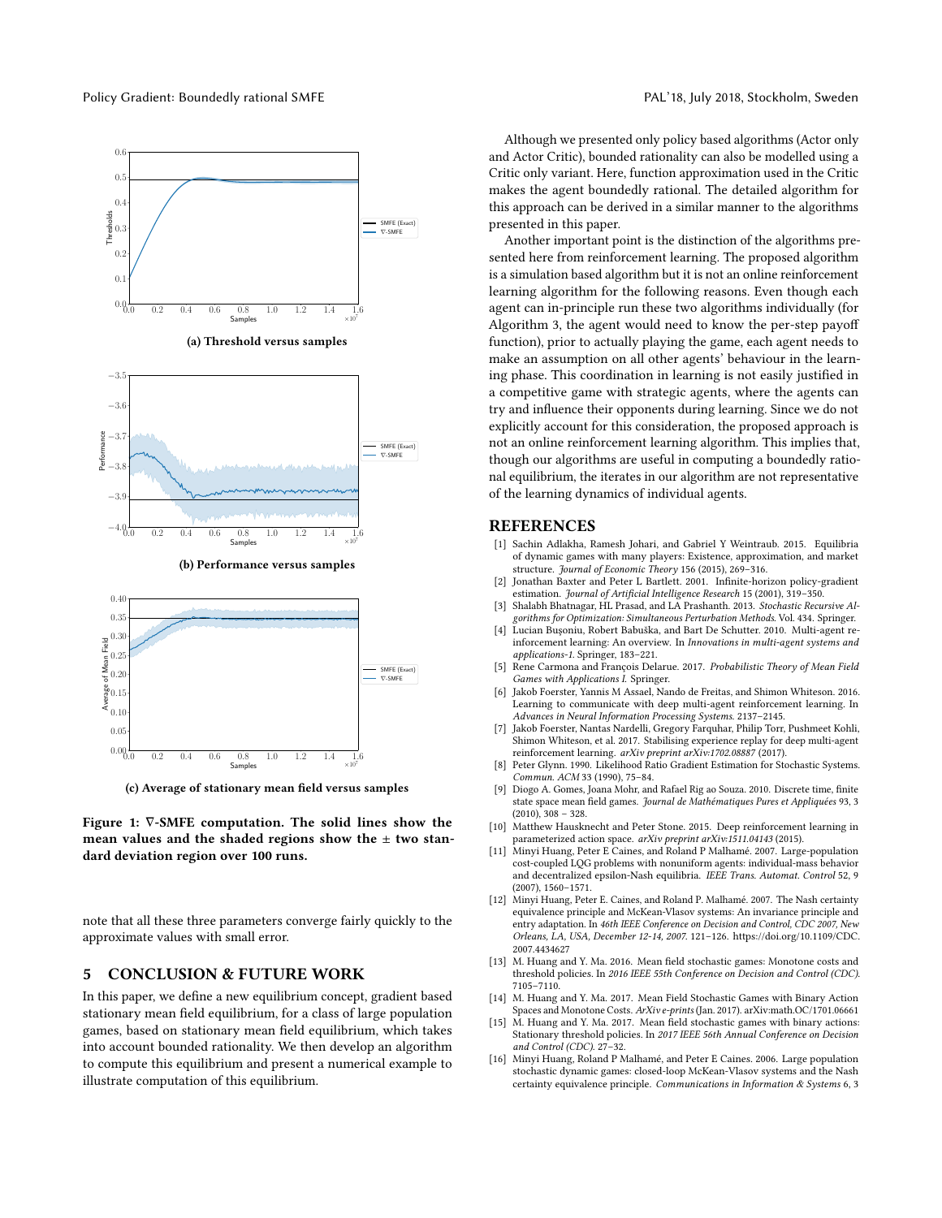(a) Threshold versus samples

(b) Performance versus samples

(c) Average of stationary mean field versus samples

**Figure 1: ∇-SMFE computation. The solid lines show the mean values and the shaded regions show the ± two standard deviation region over 100 runs.**

note that all these three parameters converge fairly quickly to the approximate values with small error.

## 5 CONCLUSION & FUTURE WORK

In this paper, we define a new equilibrium concept, gradient based stationary mean field equilibrium, for a class of large population games, based on stationary mean field equilibrium, which takes into account bounded rationality. We then develop an algorithm to compute this equilibrium and present a numerical example to illustrate computation of this equilibrium.

Although we presented only policy based algorithms (Actor only and Actor Critic), bounded rationality can also be modelled using a Critic only variant. Here, function approximation used in the Critic makes the agent boundedly rational. The detailed algorithm for this approach can be derived in a similar manner to the algorithms presented in this paper.

Another important point is the distinction of the algorithms presented here from reinforcement learning. The proposed algorithm is a simulation based algorithm but it is not an online reinforcement learning algorithm for the following reasons. Even though each agent can in-principle run these two algorithms individually (for Algorithm 3, the agent would need to know the per-step payoff function), prior to actually playing the game, each agent needs to make an assumption on all other agents' behaviour in the learning phase. This coordination in learning is not easily justified in a competitive game with strategic agents, where the agents can try and influence their opponents during learning. Since we do not explicitly account for this consideration, the proposed approach is not an online reinforcement learning algorithm. This implies that, though our algorithms are useful in computing a boundedly rational equilibrium, the iterates in our algorithm are not representative of the learning dynamics of individual agents.

## REFERENCES

[1] Sachin Adlakha, Ramesh Johari, and Gabriel Y Weintraub. 2015. Equilibria of dynamic games with many players: Existence, approximation, and market structure. *Journal of Economic Theory* 156 (2015), 269–316.

[2] Jonathan Baxter and Peter L Bartlett. 2001. Infinite-horizon policy-gradient estimation. *Journal of Artificial Intelligence Research* 15 (2001), 319–350.

[3] Shalabh Bhatnagar, HL Prasad, and LA Prashanth. 2013. *Stochastic Recursive Algorithms for Optimization: Simultaneous Perturbation Methods*. Vol. 434. Springer.

[4] Lucian Buşoniu, Robert Babuška, and Bart De Schutter. 2010. Multi-agent reinforcement learning: An overview. In *Innovations in multi-agent systems and applications-1*. Springer, 183–221.

[5] Rene Carmona and François Delarue. 2017. *Probabilistic Theory of Mean Field Games with Applications I*. Springer.

[6] Jakob Foerster, Yannis M Assael, Nando de Freitas, and Shimon Whiteson. 2016. Learning to communicate with deep multi-agent reinforcement learning. In *Advances in Neural Information Processing Systems*. 2137–2145.

[7] Jakob Foerster, Nantas Nardelli, Gregory Farquhar, Philip Torr, Pushmeet Kohli, Shimon Whiteson, et al. 2017. Stabilising experience replay for deep multi-agent reinforcement learning. *arXiv preprint arXiv:1702.08887* (2017).

[8] Peter Glynn. 1990. Likelihood Ratio Gradient Estimation for Stochastic Systems. *Commun. ACM* 33 (1990), 75–84.

[9] Diogo A. Gomes, Joana Mohr, and Rafael Rig ao Souza. 2010. Discrete time, finite state space mean field games. *Journal de Mathématiques Pures et Appliquées* 93, 3 (2010), 308 – 328.

[10] Matthew Hausknecht and Peter Stone. 2015. Deep reinforcement learning in parameterized action space. *arXiv preprint arXiv:1511.04143* (2015).

[11] Minyi Huang, Peter E Caines, and Roland P Malhamé. 2007. Large-population cost-coupled LQG problems with nonuniform agents: individual-mass behavior and decentralized epsilon-Nash equilibria. *IEEE Trans. Automat. Control* 52, 9 (2007), 1560–1571.

[12] Minyi Huang, Peter E. Caines, and Roland P. Malhamé. 2007. The Nash certainty equivalence principle and McKean-Vlasov systems: An invariance principle and entry adaptation. In *46th IEEE Conference on Decision and Control, CDC 2007, New Orleans, LA, USA, December 12-14, 2007*. 121–126. https://doi.org/10.1109/CDC.2007.4434627

[13] M. Huang and Y. Ma. 2016. Mean field stochastic games: Monotone costs and threshold policies. In *2016 IEEE 55th Conference on Decision and Control (CDC)*. 7105–7110.

[14] M. Huang and Y. Ma. 2017. Mean Field Stochastic Games with Binary Action Spaces and Monotone Costs. *ArXiv e-prints* (Jan. 2017). arXiv:math.OC/1701.06661

[15] M. Huang and Y. Ma. 2017. Mean field stochastic games with binary actions: Stationary threshold policies. In *2017 IEEE 56th Annual Conference on Decision and Control (CDC)*. 27–32.

[16] Minyi Huang, Roland P Malhamé, and Peter E Caines. 2006. Large population stochastic dynamic games: closed-loop McKean-Vlasov systems and the Nash certainty equivalence principle. *Communications in Information & Systems* 6, 3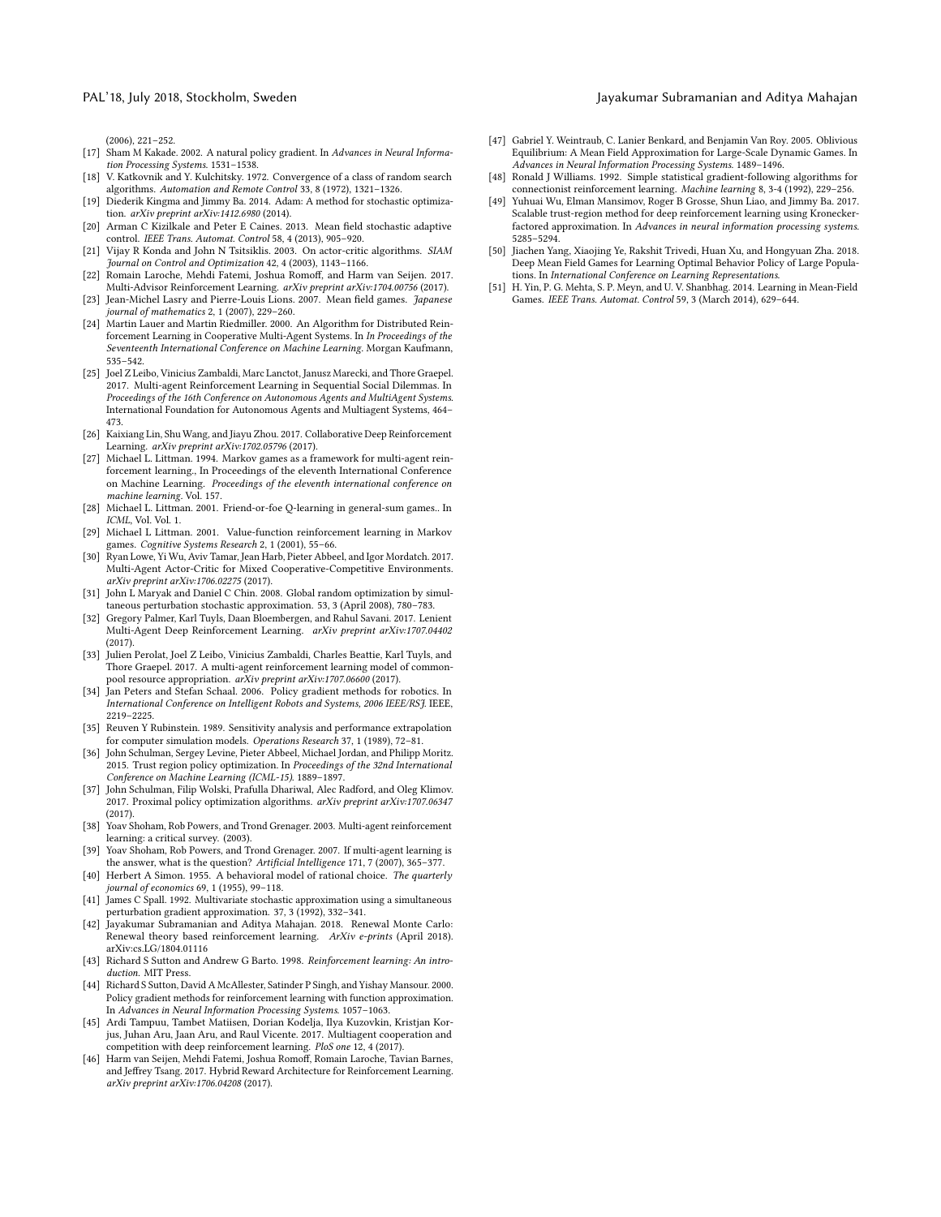(2006), 221–252.

[17] Sham M Kakade. 2002. A natural policy gradient. In *Advances in Neural Information Processing Systems*. 1531–1538.

[18] V. Katkovnik and Y. Kulchitsky. 1972. Convergence of a class of random search algorithms. *Automation and Remote Control* 33, 8 (1972), 1321–1326.

[19] Diederik Kingma and Jimmy Ba. 2014. Adam: A method for stochastic optimization. *arXiv preprint arXiv:1412.6980* (2014).

[20] Arman C Kizilkale and Peter E Caines. 2013. Mean field stochastic adaptive control. *IEEE Trans. Automat. Control* 58, 4 (2013), 905–920.

[21] Vijay R Konda and John N Tsitsiklis. 2003. On actor-critic algorithms. *SIAM Journal on Control and Optimization* 42, 4 (2003), 1143–1166.

[22] Romain Laroche, Mehdi Fatemi, Joshua Romoff, and Harm van Seijen. 2017. Multi-Advisor Reinforcement Learning. *arXiv preprint arXiv:1704.00756* (2017).

[23] Jean-Michel Lasry and Pierre-Louis Lions. 2007. Mean field games. *Japanese journal of mathematics* 2, 1 (2007), 229–260.

[24] Martin Lauer and Martin Riedmiller. 2000. An Algorithm for Distributed Reinforcement Learning in Cooperative Multi-Agent Systems. In *In Proceedings of the Seventeenth International Conference on Machine Learning*. Morgan Kaufmann, 535–542.

[25] Joel Z Leibo, Vinicius Zambaldi, Marc Lanctot, Janusz Marecki, and Thore Graepel. 2017. Multi-agent Reinforcement Learning in Sequential Social Dilemmas. In *Proceedings of the 16th Conference on Autonomous Agents and MultiAgent Systems*. International Foundation for Autonomous Agents and Multiagent Systems, 464–473.

[26] Kaixiang Lin, Shu Wang, and Jiayu Zhou. 2017. Collaborative Deep Reinforcement Learning. *arXiv preprint arXiv:1702.05796* (2017).

[27] Michael L. Littman. 1994. Markov games as a framework for multi-agent reinforcement learning., In Proceedings of the eleventh International Conference on Machine Learning. *Proceedings of the eleventh international conference on machine learning*. Vol. 157.

[28] Michael L. Littman. 2001. Friend-or-foe Q-learning in general-sum games.. In *ICML*, Vol. Vol. 1.

[29] Michael L Littman. 2001. Value-function reinforcement learning in Markov games. *Cognitive Systems Research* 2, 1 (2001), 55–66.

[30] Ryan Lowe, Yi Wu, Aviv Tamar, Jean Harb, Pieter Abbeel, and Igor Mordatch. 2017. Multi-Agent Actor-Critic for Mixed Cooperative-Competitive Environments. *arXiv preprint arXiv:1706.02275* (2017).

[31] John L Maryak and Daniel C Chin. 2008. Global random optimization by simultaneous perturbation stochastic approximation. 53, 3 (April 2008), 780–783.

[32] Gregory Palmer, Karl Tuyls, Daan Bloembergen, and Rahul Savani. 2017. Lenient Multi-Agent Deep Reinforcement Learning. *arXiv preprint arXiv:1707.04402* (2017).

[33] Julien Perolat, Joel Z Leibo, Vinicius Zambaldi, Charles Beattie, Karl Tuyls, and Thore Graepel. 2017. A multi-agent reinforcement learning model of common-pool resource appropriation. *arXiv preprint arXiv:1707.06600* (2017).

[34] Jan Peters and Stefan Schaal. 2006. Policy gradient methods for robotics. In *International Conference on Intelligent Robots and Systems, 2006 IEEE/RSJ*. IEEE, 2219–2225.

[35] Reuven Y Rubinstein. 1989. Sensitivity analysis and performance extrapolation for computer simulation models. *Operations Research* 37, 1 (1989), 72–81.

[36] John Schulman, Sergey Levine, Pieter Abbeel, Michael Jordan, and Philipp Moritz. 2015. Trust region policy optimization. In *Proceedings of the 32nd International Conference on Machine Learning (ICML-15)*. 1889–1897.

[37] John Schulman, Filip Wolski, Prafulla Dhariwal, Alec Radford, and Oleg Klimov. 2017. Proximal policy optimization algorithms. *arXiv preprint arXiv:1707.06347* (2017).

[38] Yoav Shoham, Rob Powers, and Trond Grenager. 2003. Multi-agent reinforcement learning: a critical survey. (2003).

[39] Yoav Shoham, Rob Powers, and Trond Grenager. 2007. If multi-agent learning is the answer, what is the question? *Artificial Intelligence* 171, 7 (2007), 365–377.

[40] Herbert A Simon. 1955. A behavioral model of rational choice. *The quarterly journal of economics* 69, 1 (1955), 99–118.

[41] James C Spall. 1992. Multivariate stochastic approximation using a simultaneous perturbation gradient approximation. 37, 3 (1992), 332–341.

[42] Jayakumar Subramanian and Aditya Mahajan. 2018. Renewal Monte Carlo: Renewal theory based reinforcement learning. *ArXiv e-prints* (April 2018). arXiv:cs.LG/1804.01116

[43] Richard S Sutton and Andrew G Barto. 1998. *Reinforcement learning: An introduction*. MIT Press.

[44] Richard S Sutton, David A McAllester, Satinder P Singh, and Yishay Mansour. 2000. Policy gradient methods for reinforcement learning with function approximation. In *Advances in Neural Information Processing Systems*. 1057–1063.

[45] Ardi Tampuu, Tambet Matiisen, Dorian Kodelja, Ilya Kuzovkin, Kristjan Korjus, Juhan Aru, Jaan Aru, and Raul Vicente. 2017. Multiagent cooperation and competition with deep reinforcement learning. *PloS one* 12, 4 (2017).

[46] Harm van Seijen, Mehdi Fatemi, Joshua Romoff, Romain Laroche, Tavian Barnes, and Jeffrey Tsang. 2017. Hybrid Reward Architecture for Reinforcement Learning. *arXiv preprint arXiv:1706.04208* (2017).

[47] Gabriel Y. Weintraub, C. Lanier Benkard, and Benjamin Van Roy. 2005. Oblivious Equilibrium: A Mean Field Approximation for Large-Scale Dynamic Games. In *Advances in Neural Information Processing Systems*. 1489–1496.

[48] Ronald J Williams. 1992. Simple statistical gradient-following algorithms for connectionist reinforcement learning. *Machine learning* 8, 3-4 (1992), 229–256.

[49] Yuhuai Wu, Elman Mansimov, Roger B Grosse, Shun Liao, and Jimmy Ba. 2017. Scalable trust-region method for deep reinforcement learning using Kronecker-factored approximation. In *Advances in neural information processing systems*. 5285–5294.

[50] Jiachen Yang, Xiaojing Ye, Rakshit Trivedi, Huan Xu, and Hongyuan Zha. 2018. Deep Mean Field Games for Learning Optimal Behavior Policy of Large Populations. In *International Conference on Learning Representations*.

[51] H. Yin, P. G. Mehta, S. P. Meyn, and U. V. Shanbhag. 2014. Learning in Mean-Field Games. *IEEE Trans. Automat. Control* 59, 3 (March 2014), 629–644.